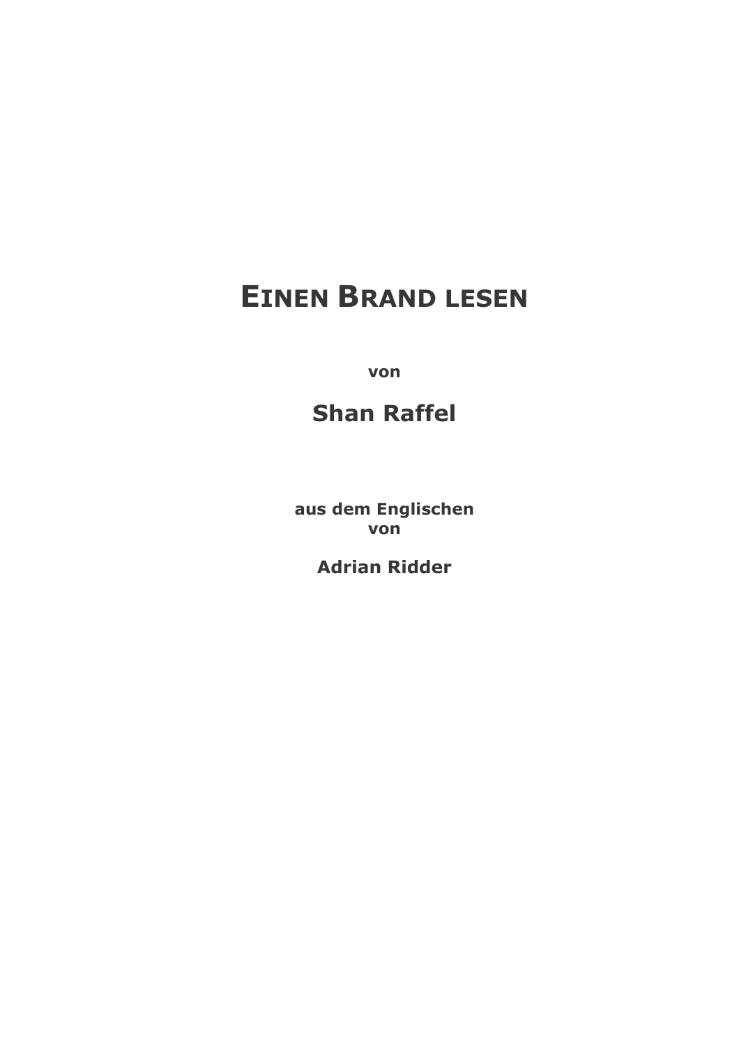# EINEN BRAND LESEN

**von**

## Shan Raffel

**aus dem Englischen von**

**Adrian Ridder**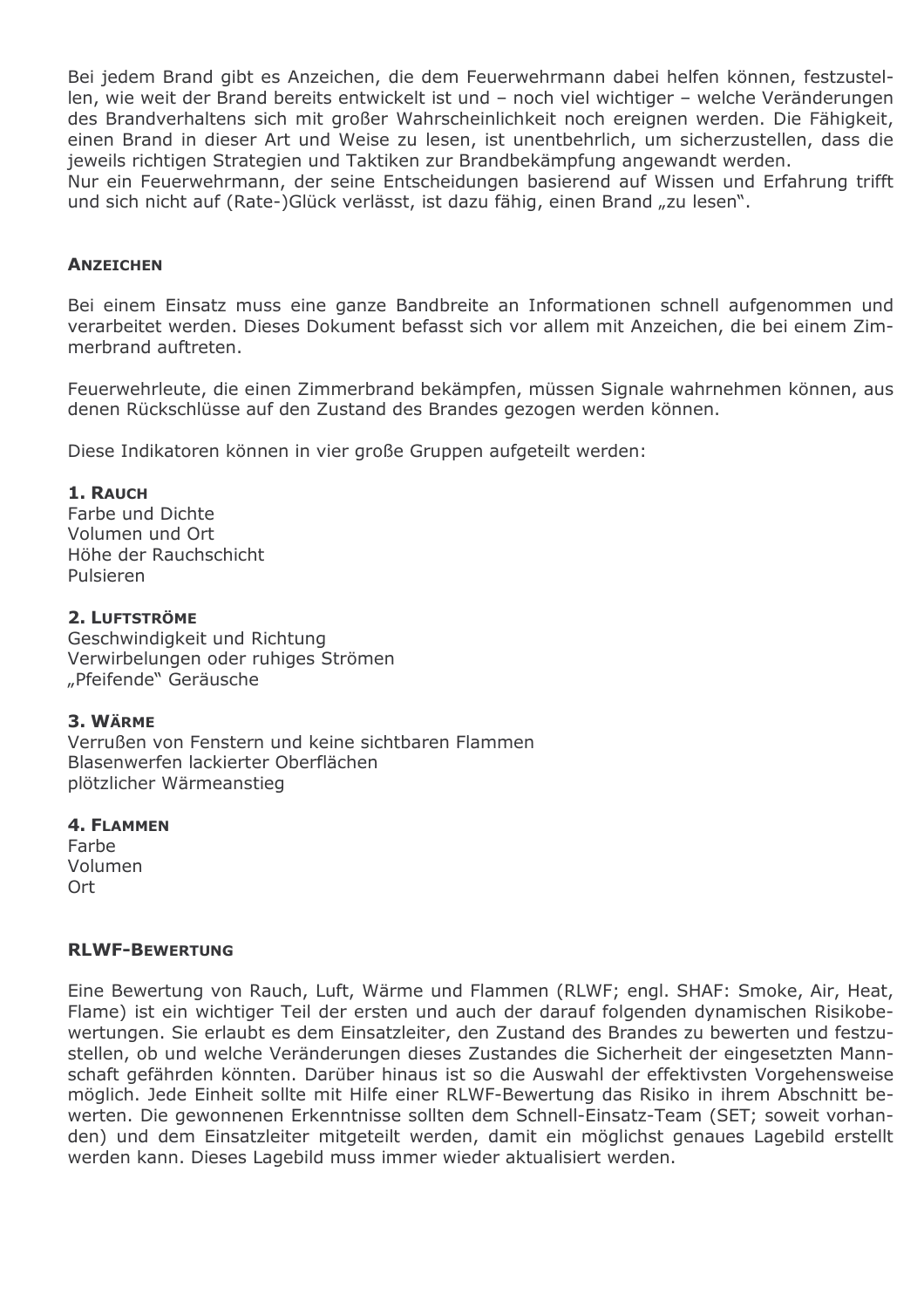Bei jedem Brand gibt es Anzeichen, die dem Feuerwehrmann dabei helfen können, festzustellen, wie weit der Brand bereits entwickelt ist und – noch viel wichtiger – welche Veränderungen des Brandverhaltens sich mit großer Wahrscheinlichkeit noch ereignen werden. Die Fähigkeit, einen Brand in dieser Art und Weise zu lesen, ist unentbehrlich, um sicherzustellen, dass die jeweils richtigen Strategien und Taktiken zur Brandbekämpfung angewandt werden.
Nur ein Feuerwehrmann, der seine Entscheidungen basierend auf Wissen und Erfahrung trifft und sich nicht auf (Rate-)Glück verlässt, ist dazu fähig, einen Brand „zu lesen".

## ANZEICHEN

Bei einem Einsatz muss eine ganze Bandbreite an Informationen schnell aufgenommen und verarbeitet werden. Dieses Dokument befasst sich vor allem mit Anzeichen, die bei einem Zimmerbrand auftreten.

Feuerwehrleute, die einen Zimmerbrand bekämpfen, müssen Signale wahrnehmen können, aus denen Rückschlüsse auf den Zustand des Brandes gezogen werden können.

Diese Indikatoren können in vier große Gruppen aufgeteilt werden:

**1. RAUCH**
Farbe und Dichte
Volumen und Ort
Höhe der Rauchschicht
Pulsieren

**2. LUFTSTRÖME**
Geschwindigkeit und Richtung
Verwirbelungen oder ruhiges Strömen
„Pfeifende" Geräusche

**3. WÄRME**
Verrußen von Fenstern und keine sichtbaren Flammen
Blasenwerfen lackierter Oberflächen
plötzlicher Wärmeanstieg

**4. FLAMMEN**
Farbe
Volumen
Ort

## RLWF-BEWERTUNG

Eine Bewertung von Rauch, Luft, Wärme und Flammen (RLWF; engl. SHAF: Smoke, Air, Heat, Flame) ist ein wichtiger Teil der ersten und auch der darauf folgenden dynamischen Risikobewertungen. Sie erlaubt es dem Einsatzleiter, den Zustand des Brandes zu bewerten und festzustellen, ob und welche Veränderungen dieses Zustandes die Sicherheit der eingesetzten Mannschaft gefährden könnten. Darüber hinaus ist so die Auswahl der effektivsten Vorgehensweise möglich. Jede Einheit sollte mit Hilfe einer RLWF-Bewertung das Risiko in ihrem Abschnitt bewerten. Die gewonnenen Erkenntnisse sollten dem Schnell-Einsatz-Team (SET; soweit vorhanden) und dem Einsatzleiter mitgeteilt werden, damit ein möglichst genaues Lagebild erstellt werden kann. Dieses Lagebild muss immer wieder aktualisiert werden.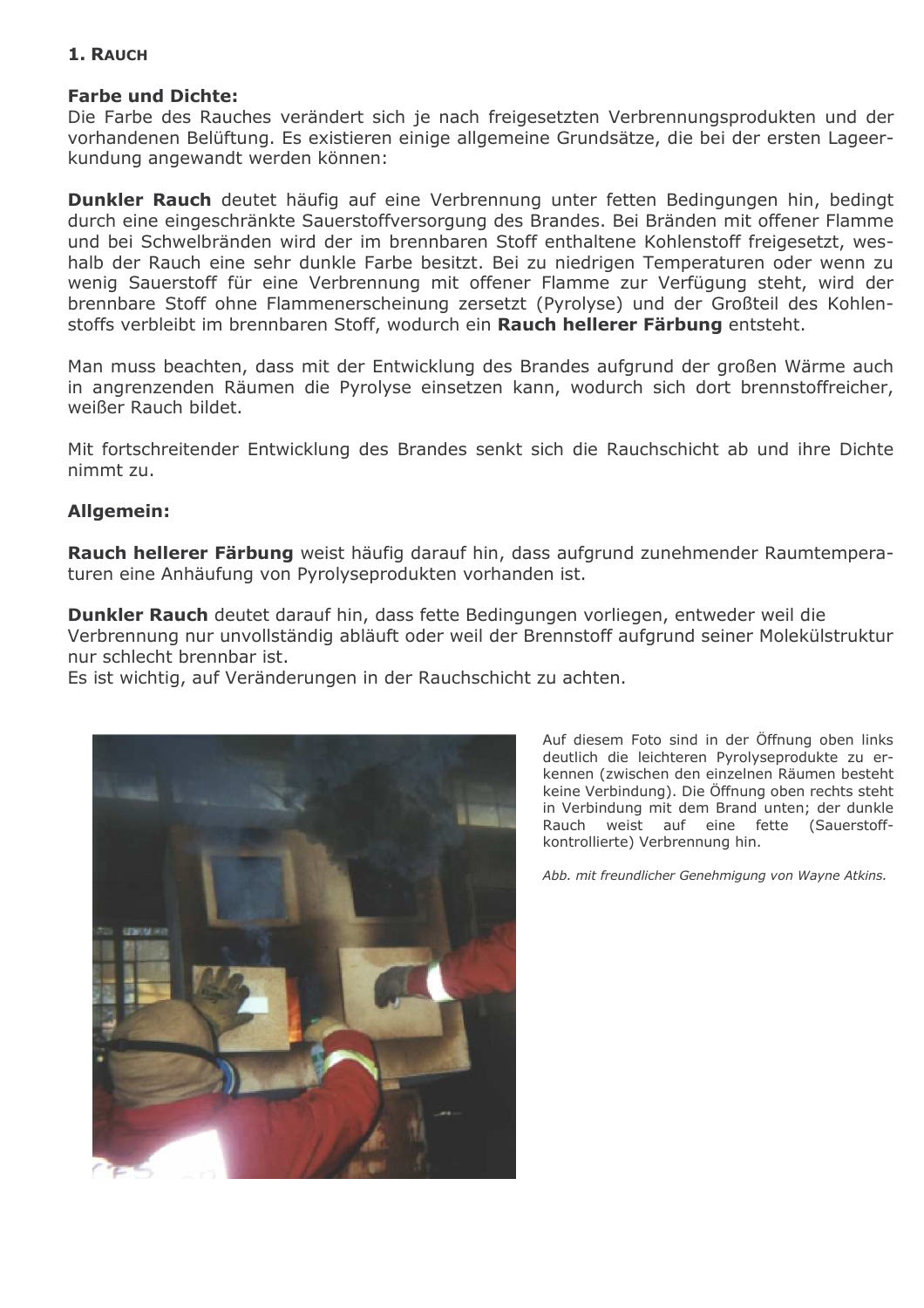## 1. RAUCH

**Farbe und Dichte:**
Die Farbe des Rauches verändert sich je nach freigesetzten Verbrennungsprodukten und der vorhandenen Belüftung. Es existieren einige allgemeine Grundsätze, die bei der ersten Lageerkundung angewandt werden können:

**Dunkler Rauch** deutet häufig auf eine Verbrennung unter fetten Bedingungen hin, bedingt durch eine eingeschränkte Sauerstoffversorgung des Brandes. Bei Bränden mit offener Flamme und bei Schwelbränden wird der im brennbaren Stoff enthaltene Kohlenstoff freigesetzt, weshalb der Rauch eine sehr dunkle Farbe besitzt. Bei zu niedrigen Temperaturen oder wenn zu wenig Sauerstoff für eine Verbrennung mit offener Flamme zur Verfügung steht, wird der brennbare Stoff ohne Flammenerscheinung zersetzt (Pyrolyse) und der Großteil des Kohlenstoffs verbleibt im brennbaren Stoff, wodurch ein **Rauch hellerer Färbung** entsteht.

Man muss beachten, dass mit der Entwicklung des Brandes aufgrund der großen Wärme auch in angrenzenden Räumen die Pyrolyse einsetzen kann, wodurch sich dort brennstoffreicher, weißer Rauch bildet.

Mit fortschreitender Entwicklung des Brandes senkt sich die Rauchschicht ab und ihre Dichte nimmt zu.

**Allgemein:**

**Rauch hellerer Färbung** weist häufig darauf hin, dass aufgrund zunehmender Raumtemperaturen eine Anhäufung von Pyrolyseprodukten vorhanden ist.

**Dunkler Rauch** deutet darauf hin, dass fette Bedingungen vorliegen, entweder weil die Verbrennung nur unvollständig abläuft oder weil der Brennstoff aufgrund seiner Molekülstruktur nur schlecht brennbar ist.
Es ist wichtig, auf Veränderungen in der Rauchschicht zu achten.

Auf diesem Foto sind in der Öffnung oben links deutlich die leichteren Pyrolyseprodukte zu erkennen (zwischen den einzelnen Räumen besteht keine Verbindung). Die Öffnung oben rechts steht in Verbindung mit dem Brand unten; der dunkle Rauch weist auf eine fette (Sauerstoff-kontrollierte) Verbrennung hin.

*Abb. mit freundlicher Genehmigung von Wayne Atkins.*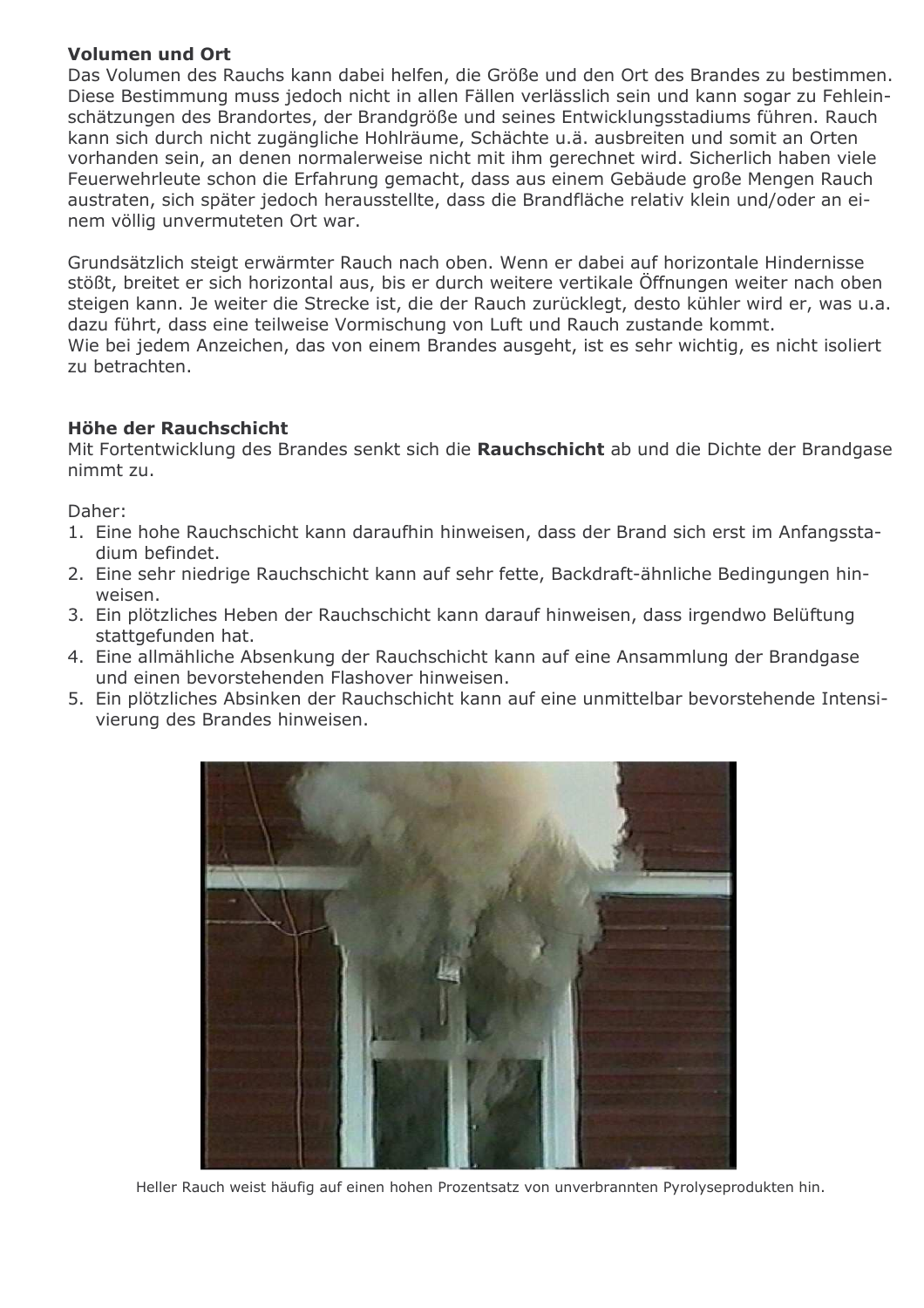**Volumen und Ort**
Das Volumen des Rauchs kann dabei helfen, die Größe und den Ort des Brandes zu bestimmen. Diese Bestimmung muss jedoch nicht in allen Fällen verlässlich sein und kann sogar zu Fehleinschätzungen des Brandortes, der Brandgröße und seines Entwicklungsstadiums führen. Rauch kann sich durch nicht zugängliche Hohlräume, Schächte u.ä. ausbreiten und somit an Orten vorhanden sein, an denen normalerweise nicht mit ihm gerechnet wird. Sicherlich haben viele Feuerwehrleute schon die Erfahrung gemacht, dass aus einem Gebäude große Mengen Rauch austraten, sich später jedoch herausstellte, dass die Brandfläche relativ klein und/oder an einem völlig unvermuteten Ort war.

Grundsätzlich steigt erwärmter Rauch nach oben. Wenn er dabei auf horizontale Hindernisse stößt, breitet er sich horizontal aus, bis er durch weitere vertikale Öffnungen weiter nach oben steigen kann. Je weiter die Strecke ist, die der Rauch zurücklegt, desto kühler wird er, was u.a. dazu führt, dass eine teilweise Vormischung von Luft und Rauch zustande kommt.
Wie bei jedem Anzeichen, das von einem Brandes ausgeht, ist es sehr wichtig, es nicht isoliert zu betrachten.

**Höhe der Rauchschicht**
Mit Fortentwicklung des Brandes senkt sich die **Rauchschicht** ab und die Dichte der Brandgase nimmt zu.

Daher:
1. Eine hohe Rauchschicht kann daraufhin hinweisen, dass der Brand sich erst im Anfangsstadium befindet.
2. Eine sehr niedrige Rauchschicht kann auf sehr fette, Backdraft-ähnliche Bedingungen hinweisen.
3. Ein plötzliches Heben der Rauchschicht kann darauf hinweisen, dass irgendwo Belüftung stattgefunden hat.
4. Eine allmähliche Absenkung der Rauchschicht kann auf eine Ansammlung der Brandgase und einen bevorstehenden Flashover hinweisen.
5. Ein plötzliches Absinken der Rauchschicht kann auf eine unmittelbar bevorstehende Intensivierung des Brandes hinweisen.

Heller Rauch weist häufig auf einen hohen Prozentsatz von unverbrannten Pyrolyseprodukten hin.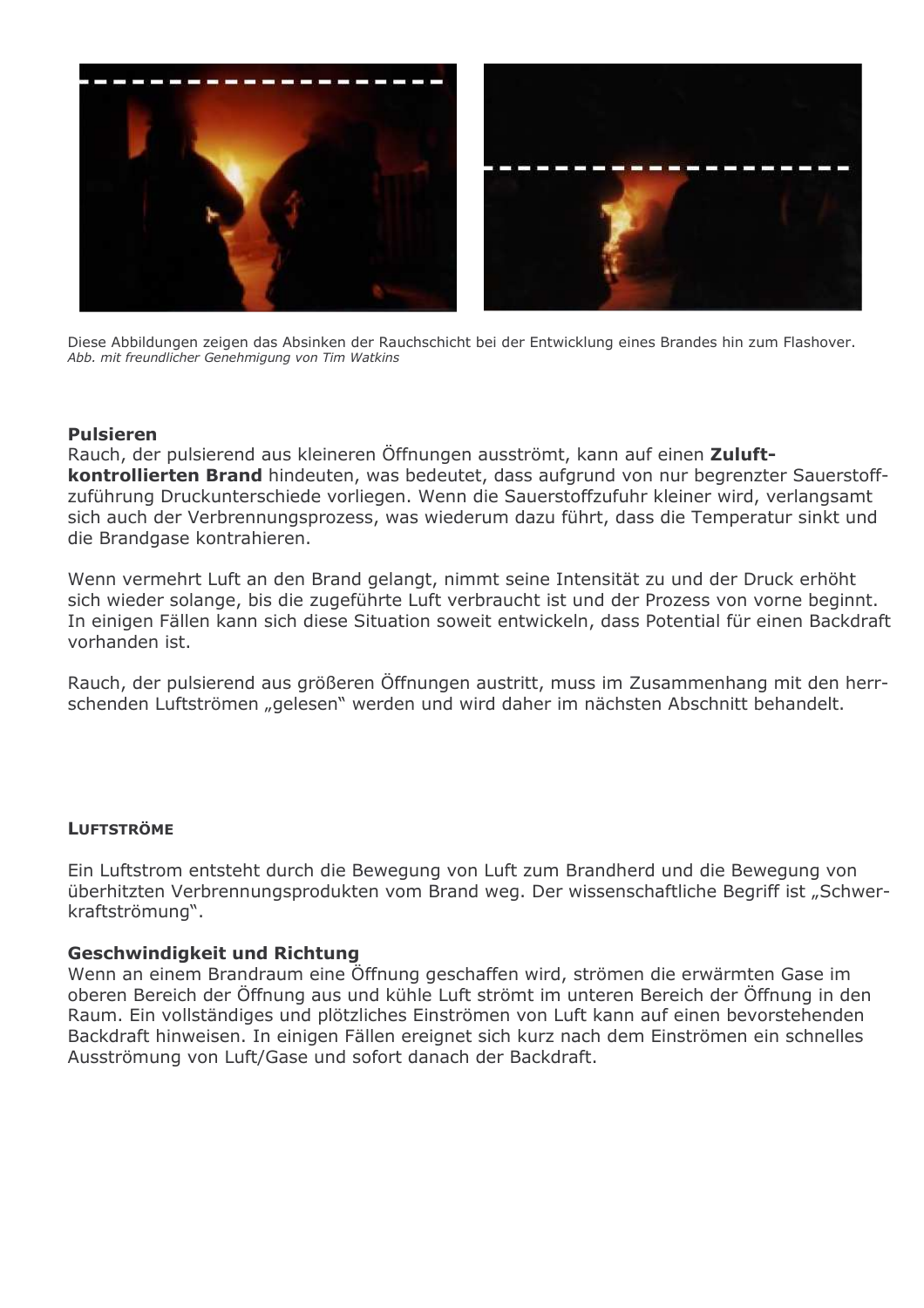Diese Abbildungen zeigen das Absinken der Rauchschicht bei der Entwicklung eines Brandes hin zum Flashover.
*Abb. mit freundlicher Genehmigung von Tim Watkins*

### Pulsieren

Rauch, der pulsierend aus kleineren Öffnungen ausströmt, kann auf einen **Zuluft-kontrollierten Brand** hindeuten, was bedeutet, dass aufgrund von nur begrenzter Sauerstoff-zuführung Druckunterschiede vorliegen. Wenn die Sauerstoffzufuhr kleiner wird, verlangsamt sich auch der Verbrennungsprozess, was wiederum dazu führt, dass die Temperatur sinkt und die Brandgase kontrahieren.

Wenn vermehrt Luft an den Brand gelangt, nimmt seine Intensität zu und der Druck erhöht sich wieder solange, bis die zugeführte Luft verbraucht ist und der Prozess von vorne beginnt. In einigen Fällen kann sich diese Situation soweit entwickeln, dass Potential für einen Backdraft vorhanden ist.

Rauch, der pulsierend aus größeren Öffnungen austritt, muss im Zusammenhang mit den herr-schenden Luftströmen „gelesen“ werden und wird daher im nächsten Abschnitt behandelt.

## LUFTSTRÖME

Ein Luftstrom entsteht durch die Bewegung von Luft zum Brandherd und die Bewegung von überhitzten Verbrennungsprodukten vom Brand weg. Der wissenschaftliche Begriff ist „Schwer-kraftströmung“.

### Geschwindigkeit und Richtung

Wenn an einem Brandraum eine Öffnung geschaffen wird, strömen die erwärmten Gase im oberen Bereich der Öffnung aus und kühle Luft strömt im unteren Bereich der Öffnung in den Raum. Ein vollständiges und plötzliches Einströmen von Luft kann auf einen bevorstehenden Backdraft hinweisen. In einigen Fällen ereignet sich kurz nach dem Einströmen ein schnelles Ausströmung von Luft/Gase und sofort danach der Backdraft.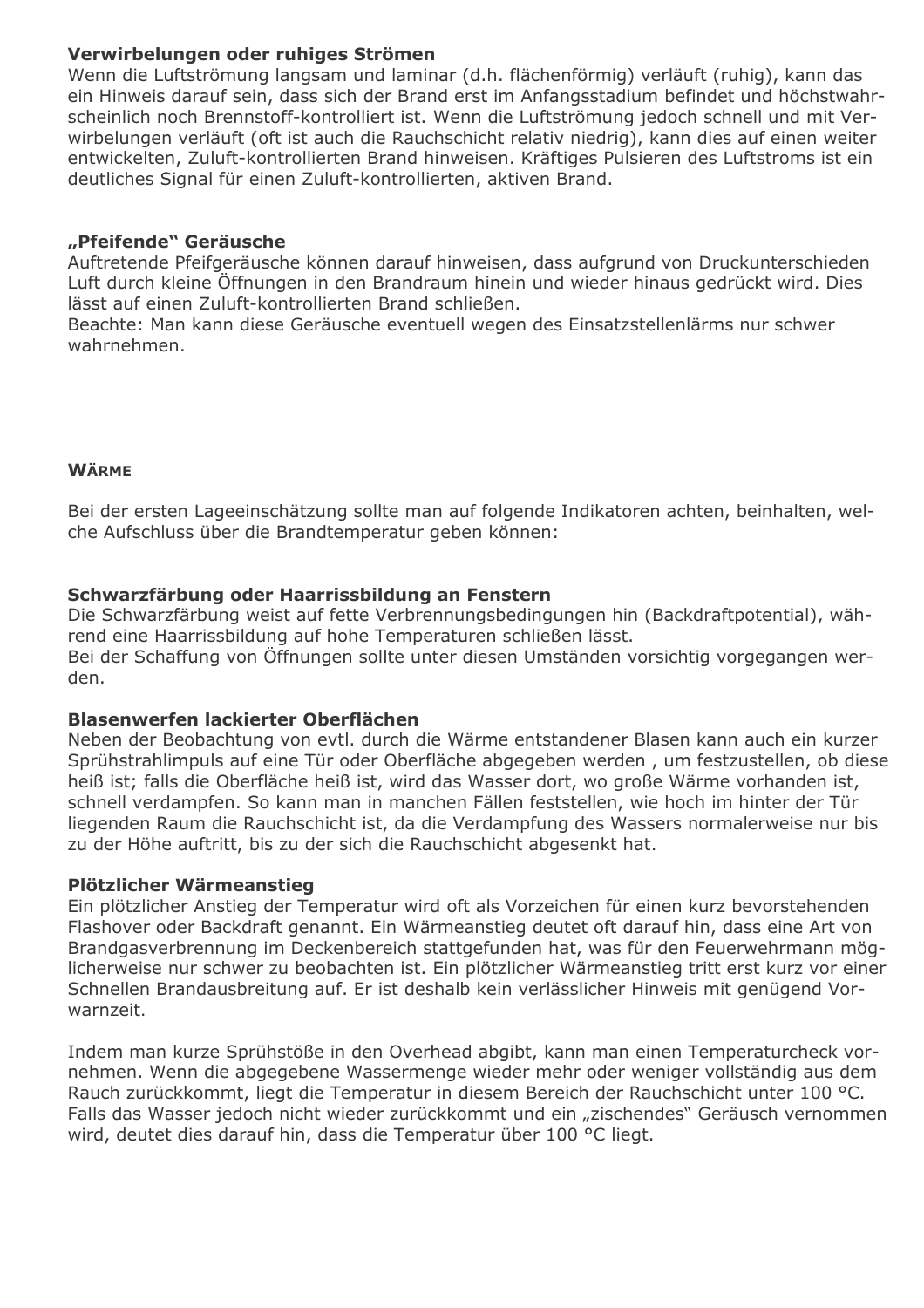**Verwirbelungen oder ruhiges Strömen**
Wenn die Luftströmung langsam und laminar (d.h. flächenförmig) verläuft (ruhig), kann das ein Hinweis darauf sein, dass sich der Brand erst im Anfangsstadium befindet und höchstwahrscheinlich noch Brennstoff-kontrolliert ist. Wenn die Luftströmung jedoch schnell und mit Verwirbelungen verläuft (oft ist auch die Rauchschicht relativ niedrig), kann dies auf einen weiter entwickelten, Zuluft-kontrollierten Brand hinweisen. Kräftiges Pulsieren des Luftstroms ist ein deutliches Signal für einen Zuluft-kontrollierten, aktiven Brand.

**„Pfeifende" Geräusche**
Auftretende Pfeifgeräusche können darauf hinweisen, dass aufgrund von Druckunterschieden Luft durch kleine Öffnungen in den Brandraum hinein und wieder hinaus gedrückt wird. Dies lässt auf einen Zuluft-kontrollierten Brand schließen.
Beachte: Man kann diese Geräusche eventuell wegen des Einsatzstellenlärms nur schwer wahrnehmen.

## Wärme

Bei der ersten Lageeinschätzung sollte man auf folgende Indikatoren achten, beinhalten, welche Aufschluss über die Brandtemperatur geben können:

**Schwarzfärbung oder Haarrissbildung an Fenstern**
Die Schwarzfärbung weist auf fette Verbrennungsbedingungen hin (Backdraftpotential), während eine Haarrissbildung auf hohe Temperaturen schließen lässt.
Bei der Schaffung von Öffnungen sollte unter diesen Umständen vorsichtig vorgegangen werden.

**Blasenwerfen lackierter Oberflächen**
Neben der Beobachtung von evtl. durch die Wärme entstandener Blasen kann auch ein kurzer Sprühstrahlimpuls auf eine Tür oder Oberfläche abgegeben werden , um festzustellen, ob diese heiß ist; falls die Oberfläche heiß ist, wird das Wasser dort, wo große Wärme vorhanden ist, schnell verdampfen. So kann man in manchen Fällen feststellen, wie hoch im hinter der Tür liegenden Raum die Rauchschicht ist, da die Verdampfung des Wassers normalerweise nur bis zu der Höhe auftritt, bis zu der sich die Rauchschicht abgesenkt hat.

**Plötzlicher Wärmeanstieg**
Ein plötzlicher Anstieg der Temperatur wird oft als Vorzeichen für einen kurz bevorstehenden Flashover oder Backdraft genannt. Ein Wärmeanstieg deutet oft darauf hin, dass eine Art von Brandgasverbrennung im Deckenbereich stattgefunden hat, was für den Feuerwehrmann möglicherweise nur schwer zu beobachten ist. Ein plötzlicher Wärmeanstieg tritt erst kurz vor einer Schnellen Brandausbreitung auf. Er ist deshalb kein verlässlicher Hinweis mit genügend Vorwarnzeit.

Indem man kurze Sprühstöße in den Overhead abgibt, kann man einen Temperaturcheck vornehmen. Wenn die abgegebene Wassermenge wieder mehr oder weniger vollständig aus dem Rauch zurückkommt, liegt die Temperatur in diesem Bereich der Rauchschicht unter 100 °C. Falls das Wasser jedoch nicht wieder zurückkommt und ein „zischendes" Geräusch vernommen wird, deutet dies darauf hin, dass die Temperatur über 100 °C liegt.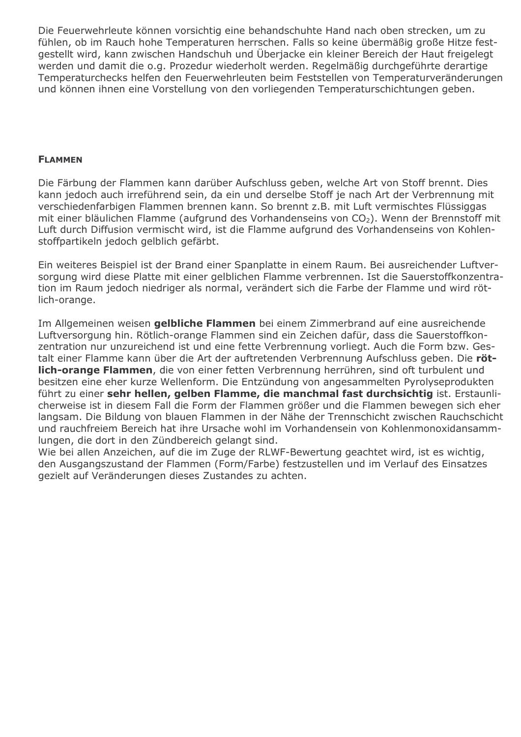Die Feuerwehrleute können vorsichtig eine behandschuhte Hand nach oben strecken, um zu fühlen, ob im Rauch hohe Temperaturen herrschen. Falls so keine übermäßig große Hitze festgestellt wird, kann zwischen Handschuh und Überjacke ein kleiner Bereich der Haut freigelegt werden und damit die o.g. Prozedur wiederholt werden. Regelmäßig durchgeführte derartige Temperaturchecks helfen den Feuerwehrleuten beim Feststellen von Temperaturveränderungen und können ihnen eine Vorstellung von den vorliegenden Temperaturschichtungen geben.

### FLAMMEN

Die Färbung der Flammen kann darüber Aufschluss geben, welche Art von Stoff brennt. Dies kann jedoch auch irreführend sein, da ein und derselbe Stoff je nach Art der Verbrennung mit verschiedenfarbigen Flammen brennen kann. So brennt z.B. mit Luft vermischtes Flüssiggas mit einer bläulichen Flamme (aufgrund des Vorhandenseins von $CO_2$). Wenn der Brennstoff mit Luft durch Diffusion vermischt wird, ist die Flamme aufgrund des Vorhandenseins von Kohlenstoffpartikeln jedoch gelblich gefärbt.

Ein weiteres Beispiel ist der Brand einer Spanplatte in einem Raum. Bei ausreichender Luftversorgung wird diese Platte mit einer gelblichen Flamme verbrennen. Ist die Sauerstoffkonzentration im Raum jedoch niedriger als normal, verändert sich die Farbe der Flamme und wird rötlich-orange.

Im Allgemeinen weisen **gelbliche Flammen** bei einem Zimmerbrand auf eine ausreichende Luftversorgung hin. Rötlich-orange Flammen sind ein Zeichen dafür, dass die Sauerstoffkonzentration nur unzureichend ist und eine fette Verbrennung vorliegt. Auch die Form bzw. Gestalt einer Flamme kann über die Art der auftretenden Verbrennung Aufschluss geben. Die **rötlich-orange Flammen**, die von einer fetten Verbrennung herrühren, sind oft turbulent und besitzen eine eher kurze Wellenform. Die Entzündung von angesammelten Pyrolyseprodukten führt zu einer **sehr hellen, gelben Flamme, die manchmal fast durchsichtig** ist. Erstaunlicherweise ist in diesem Fall die Form der Flammen größer und die Flammen bewegen sich eher langsam. Die Bildung von blauen Flammen in der Nähe der Trennschicht zwischen Rauchschicht und rauchfreiem Bereich hat ihre Ursache wohl im Vorhandensein von Kohlenmonoxidansammlungen, die dort in den Zündbereich gelangt sind.
Wie bei allen Anzeichen, auf die im Zuge der RLWF-Bewertung geachtet wird, ist es wichtig, den Ausgangszustand der Flammen (Form/Farbe) festzustellen und im Verlauf des Einsatzes gezielt auf Veränderungen dieses Zustandes zu achten.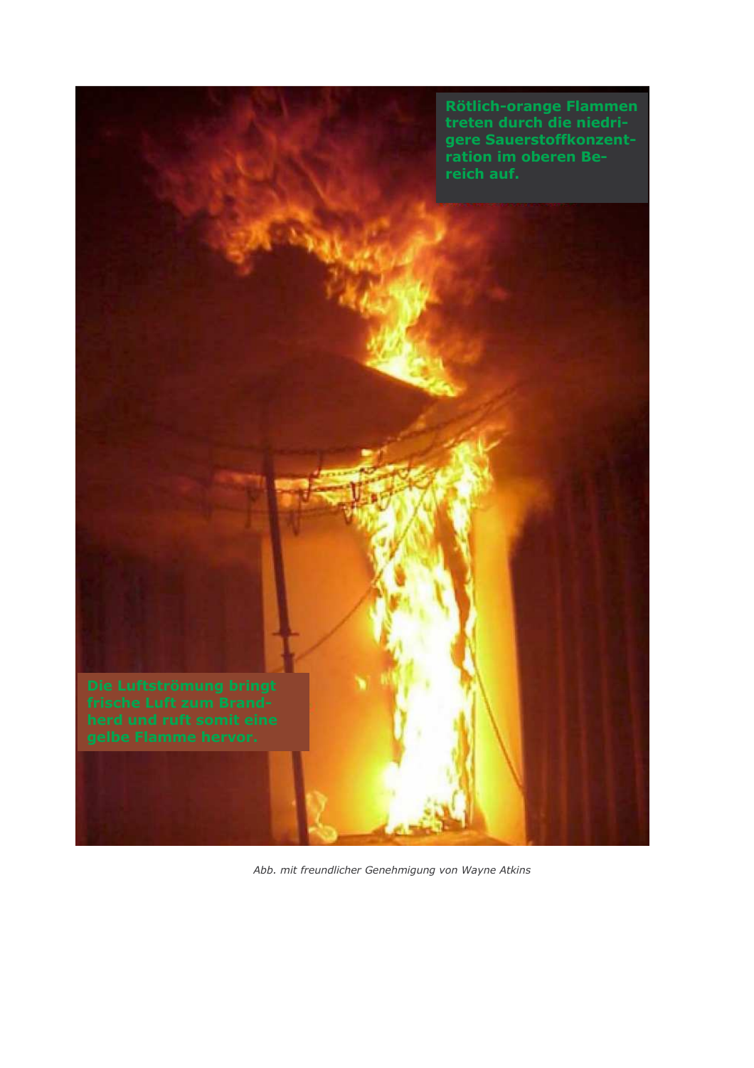Rötlich-orange Flammen treten durch die niedrigere Sauerstoffkonzentration im oberen Bereich auf.

Die Luftströmung bringt frische Luft zum Brandherd und ruft somit eine gelbe Flamme hervor.

*Abb. mit freundlicher Genehmigung von Wayne Atkins*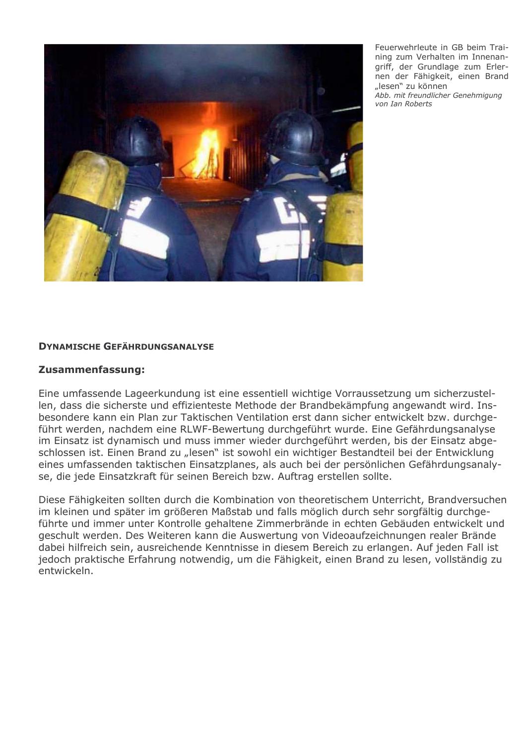Feuerwehrleute in GB beim Training zum Verhalten im Innenangriff, der Grundlage zum Erlernen der Fähigkeit, einen Brand „lesen" zu können
*Abb. mit freundlicher Genehmigung von Ian Roberts*

### DYNAMISCHE GEFÄHRDUNGSANALYSE

**Zusammenfassung:**

Eine umfassende Lageerkundung ist eine essentiell wichtige Vorraussetzung um sicherzustellen, dass die sicherste und effizienteste Methode der Brandbekämpfung angewandt wird. Insbesondere kann ein Plan zur Taktischen Ventilation erst dann sicher entwickelt bzw. durchgeführt werden, nachdem eine RLWF-Bewertung durchgeführt wurde. Eine Gefährdungsanalyse im Einsatz ist dynamisch und muss immer wieder durchgeführt werden, bis der Einsatz abgeschlossen ist. Einen Brand zu „lesen" ist sowohl ein wichtiger Bestandteil bei der Entwicklung eines umfassenden taktischen Einsatzplanes, als auch bei der persönlichen Gefährdungsanalyse, die jede Einsatzkraft für seinen Bereich bzw. Auftrag erstellen sollte.

Diese Fähigkeiten sollten durch die Kombination von theoretischem Unterricht, Brandversuchen im kleinen und später im größeren Maßstab und falls möglich durch sehr sorgfältig durchgeführte und immer unter Kontrolle gehaltene Zimmerbrände in echten Gebäuden entwickelt und geschult werden. Des Weiteren kann die Auswertung von Videoaufzeichnungen realer Brände dabei hilfreich sein, ausreichende Kenntnisse in diesem Bereich zu erlangen. Auf jeden Fall ist jedoch praktische Erfahrung notwendig, um die Fähigkeit, einen Brand zu lesen, vollständig zu entwickeln.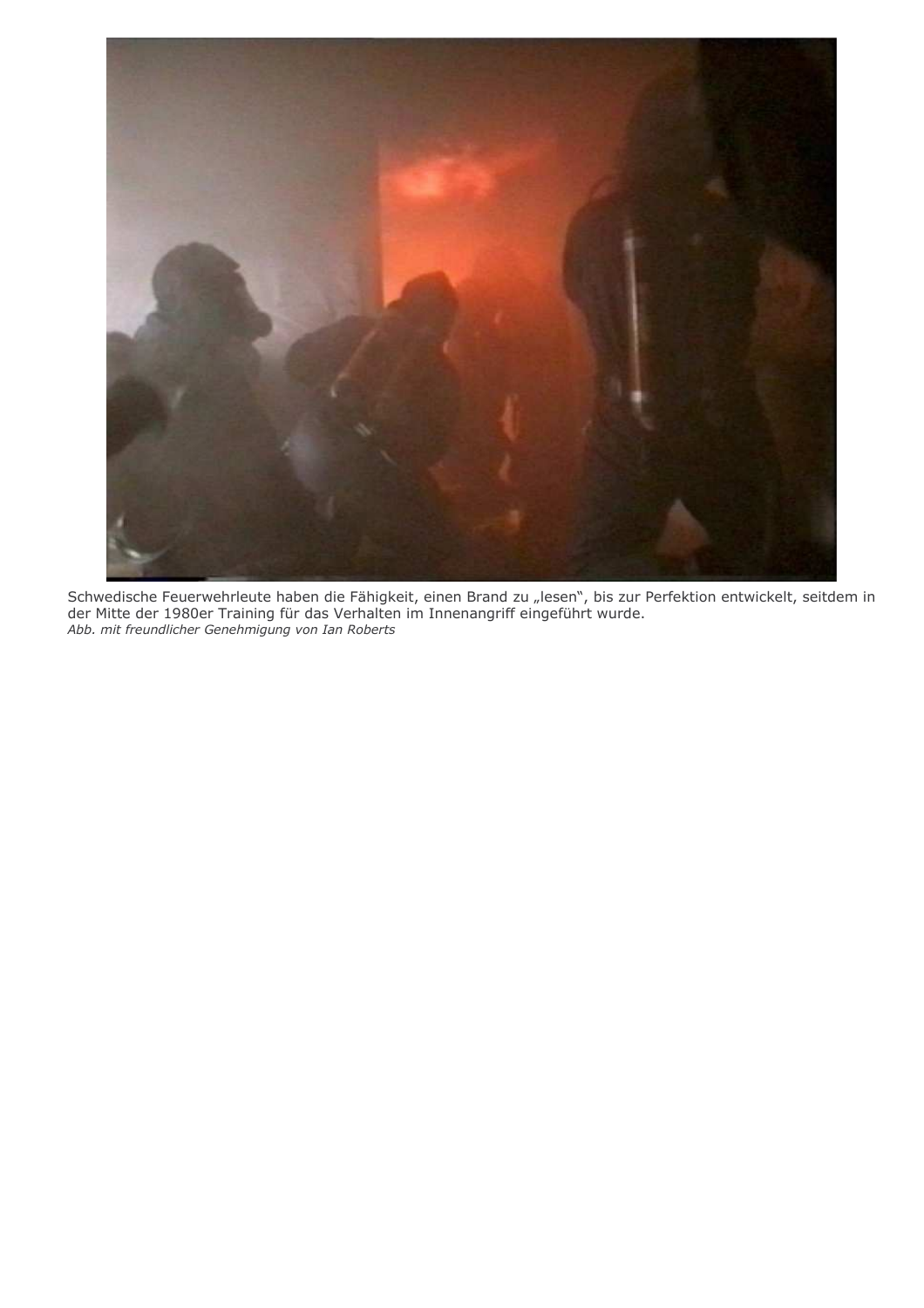Schwedische Feuerwehrleute haben die Fähigkeit, einen Brand zu „lesen", bis zur Perfektion entwickelt, seitdem in der Mitte der 1980er Training für das Verhalten im Innenangriff eingeführt wurde.
*Abb. mit freundlicher Genehmigung von Ian Roberts*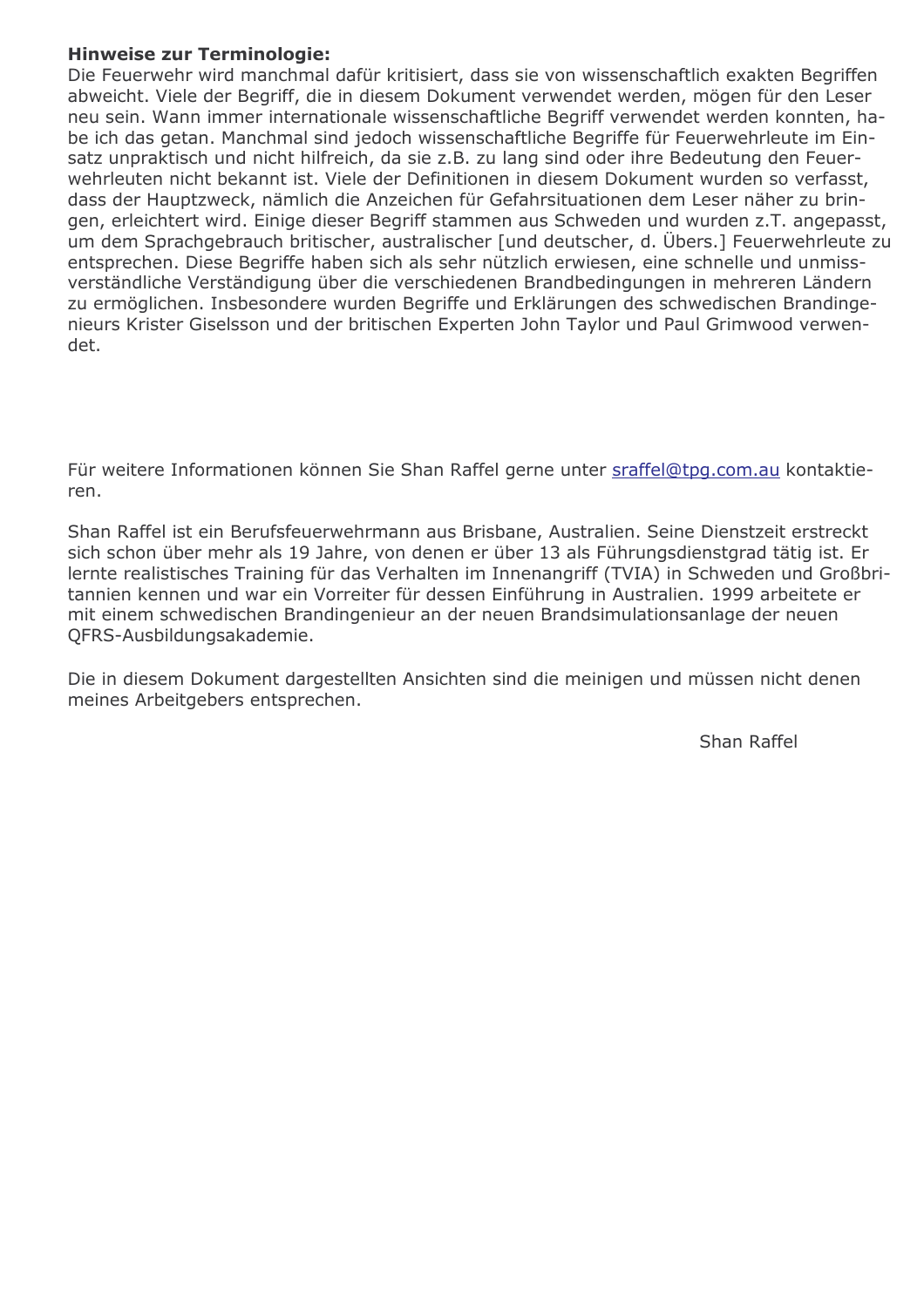**Hinweise zur Terminologie:**
Die Feuerwehr wird manchmal dafür kritisiert, dass sie von wissenschaftlich exakten Begriffen abweicht. Viele der Begriff, die in diesem Dokument verwendet werden, mögen für den Leser neu sein. Wann immer internationale wissenschaftliche Begriff verwendet werden konnten, habe ich das getan. Manchmal sind jedoch wissenschaftliche Begriffe für Feuerwehrleute im Einsatz unpraktisch und nicht hilfreich, da sie z.B. zu lang sind oder ihre Bedeutung den Feuerwehrleuten nicht bekannt ist. Viele der Definitionen in diesem Dokument wurden so verfasst, dass der Hauptzweck, nämlich die Anzeichen für Gefahrsituationen dem Leser näher zu bringen, erleichtert wird. Einige dieser Begriff stammen aus Schweden und wurden z.T. angepasst, um dem Sprachgebrauch britischer, australischer [und deutscher, d. Übers.] Feuerwehrleute zu entsprechen. Diese Begriffe haben sich als sehr nützlich erwiesen, eine schnelle und unmissverständliche Verständigung über die verschiedenen Brandbedingungen in mehreren Ländern zu ermöglichen. Insbesondere wurden Begriffe und Erklärungen des schwedischen Brandingenieurs Krister Giselsson und der britischen Experten John Taylor und Paul Grimwood verwendet.

Für weitere Informationen können Sie Shan Raffel gerne unter sraffel@tpg.com.au kontaktieren.

Shan Raffel ist ein Berufsfeuerwehrmann aus Brisbane, Australien. Seine Dienstzeit erstreckt sich schon über mehr als 19 Jahre, von denen er über 13 als Führungsdienstgrad tätig ist. Er lernte realistisches Training für das Verhalten im Innenangriff (TVIA) in Schweden und Großbritannien kennen und war ein Vorreiter für dessen Einführung in Australien. 1999 arbeitete er mit einem schwedischen Brandingenieur an der neuen Brandsimulationsanlage der neuen QFRS-Ausbildungsakademie.

Die in diesem Dokument dargestellten Ansichten sind die meinigen und müssen nicht denen meines Arbeitgebers entsprechen.

Shan Raffel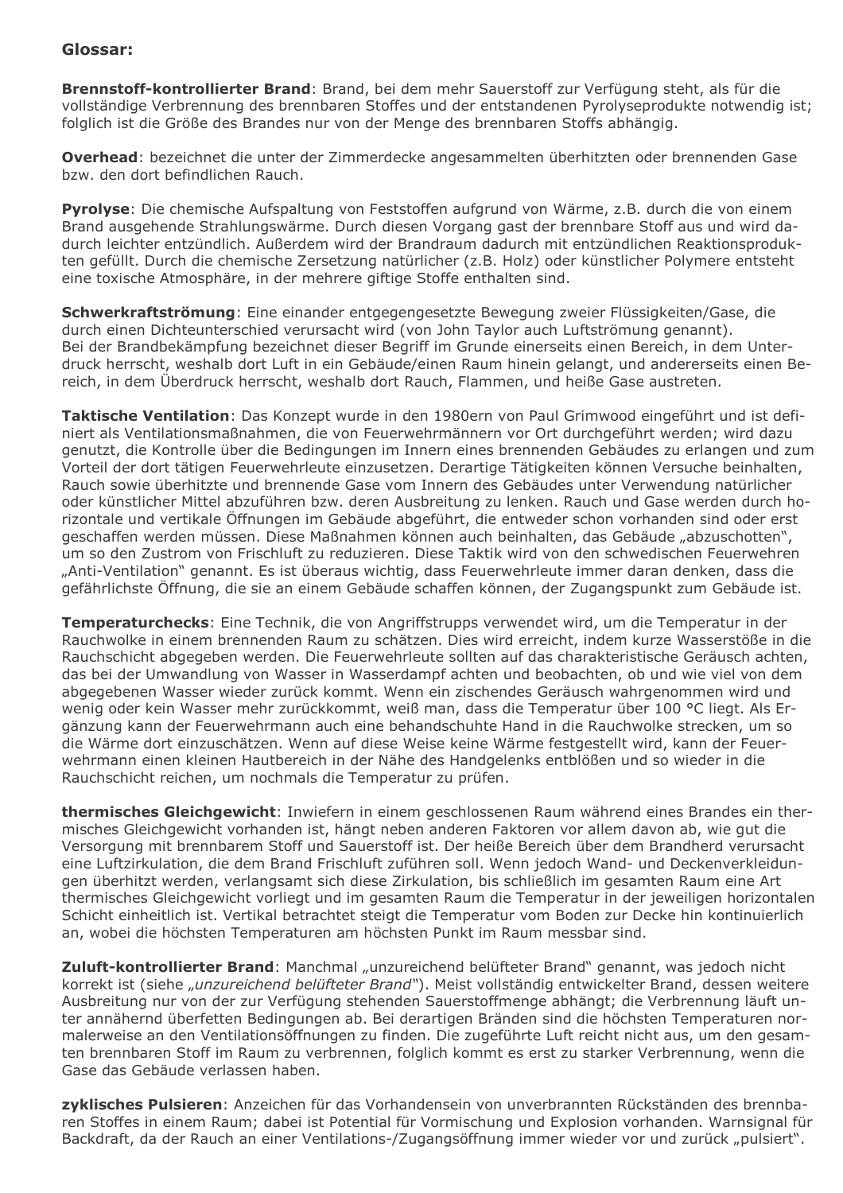### Glossar:

**Brennstoff-kontrollierter Brand**: Brand, bei dem mehr Sauerstoff zur Verfügung steht, als für die vollständige Verbrennung des brennbaren Stoffes und der entstandenen Pyrolyseprodukte notwendig ist; folglich ist die Größe des Brandes nur von der Menge des brennbaren Stoffs abhängig.

**Overhead**: bezeichnet die unter der Zimmerdecke angesammelten überhitzten oder brennenden Gase bzw. den dort befindlichen Rauch.

**Pyrolyse**: Die chemische Aufspaltung von Feststoffen aufgrund von Wärme, z.B. durch die von einem Brand ausgehende Strahlungswärme. Durch diesen Vorgang gast der brennbare Stoff aus und wird dadurch leichter entzündlich. Außerdem wird der Brandraum dadurch mit entzündlichen Reaktionsprodukten gefüllt. Durch die chemische Zersetzung natürlicher (z.B. Holz) oder künstlicher Polymere entsteht eine toxische Atmosphäre, in der mehrere giftige Stoffe enthalten sind.

**Schwerkraftströmung**: Eine einander entgegengesetzte Bewegung zweier Flüssigkeiten/Gase, die durch einen Dichteunterschied verursacht wird (von John Taylor auch Luftströmung genannt).
Bei der Brandbekämpfung bezeichnet dieser Begriff im Grunde einerseits einen Bereich, in dem Unterdruck herrscht, weshalb dort Luft in ein Gebäude/einen Raum hinein gelangt, und andererseits einen Bereich, in dem Überdruck herrscht, weshalb dort Rauch, Flammen, und heiße Gase austreten.

**Taktische Ventilation**: Das Konzept wurde in den 1980ern von Paul Grimwood eingeführt und ist definiert als Ventilationsmaßnahmen, die von Feuerwehrmännern vor Ort durchgeführt werden; wird dazu genutzt, die Kontrolle über die Bedingungen im Innern eines brennenden Gebäudes zu erlangen und zum Vorteil der dort tätigen Feuerwehrleute einzusetzen. Derartige Tätigkeiten können Versuche beinhalten, Rauch sowie überhitzte und brennende Gase vom Innern des Gebäudes unter Verwendung natürlicher oder künstlicher Mittel abzuführen bzw. deren Ausbreitung zu lenken. Rauch und Gase werden durch horizontale und vertikale Öffnungen im Gebäude abgeführt, die entweder schon vorhanden sind oder erst geschaffen werden müssen. Diese Maßnahmen können auch beinhalten, das Gebäude „abzuschotten", um so den Zustrom von Frischluft zu reduzieren. Diese Taktik wird von den schwedischen Feuerwehren „Anti-Ventilation" genannt. Es ist überaus wichtig, dass Feuerwehrleute immer daran denken, dass die gefährlichste Öffnung, die sie an einem Gebäude schaffen können, der Zugangspunkt zum Gebäude ist.

**Temperaturchecks**: Eine Technik, die von Angriffstrupps verwendet wird, um die Temperatur in der Rauchwolke in einem brennenden Raum zu schätzen. Dies wird erreicht, indem kurze Wasserstöße in die Rauchschicht abgegeben werden. Die Feuerwehrleute sollten auf das charakteristische Geräusch achten, das bei der Umwandlung von Wasser in Wasserdampf achten und beobachten, ob und wie viel von dem abgegebenen Wasser wieder zurück kommt. Wenn ein zischendes Geräusch wahrgenommen wird und wenig oder kein Wasser mehr zurückkommt, weiß man, dass die Temperatur über 100 °C liegt. Als Ergänzung kann der Feuerwehrmann auch eine behandschuhte Hand in die Rauchwolke strecken, um so die Wärme dort einzuschätzen. Wenn auf diese Weise keine Wärme festgestellt wird, kann der Feuerwehrmann einen kleinen Hautbereich in der Nähe des Handgelenks entblößen und so wieder in die Rauchschicht reichen, um nochmals die Temperatur zu prüfen.

**thermisches Gleichgewicht**: Inwiefern in einem geschlossenen Raum während eines Brandes ein thermisches Gleichgewicht vorhanden ist, hängt neben anderen Faktoren vor allem davon ab, wie gut die Versorgung mit brennbarem Stoff und Sauerstoff ist. Der heiße Bereich über dem Brandherd verursacht eine Luftzirkulation, die dem Brand Frischluft zuführen soll. Wenn jedoch Wand- und Deckenverkleidungen überhitzt werden, verlangsamt sich diese Zirkulation, bis schließlich im gesamten Raum eine Art thermisches Gleichgewicht vorliegt und im gesamten Raum die Temperatur in der jeweiligen horizontalen Schicht einheitlich ist. Vertikal betrachtet steigt die Temperatur vom Boden zur Decke hin kontinuierlich an, wobei die höchsten Temperaturen am höchsten Punkt im Raum messbar sind.

**Zuluft-kontrollierter Brand**: Manchmal „unzureichend belüfteter Brand" genannt, was jedoch nicht korrekt ist (siehe „*unzureichend belüfteter Brand*"). Meist vollständig entwickelter Brand, dessen weitere Ausbreitung nur von der zur Verfügung stehenden Sauerstoffmenge abhängt; die Verbrennung läuft unter annähernd überfetten Bedingungen ab. Bei derartigen Bränden sind die höchsten Temperaturen normalerweise an den Ventilationsöffnungen zu finden. Die zugeführte Luft reicht nicht aus, um den gesamten brennbaren Stoff im Raum zu verbrennen, folglich kommt es erst zu starker Verbrennung, wenn die Gase das Gebäude verlassen haben.

**zyklisches Pulsieren**: Anzeichen für das Vorhandensein von unverbrannten Rückständen des brennbaren Stoffes in einem Raum; dabei ist Potential für Vormischung und Explosion vorhanden. Warnsignal für Backdraft, da der Rauch an einer Ventilations-/Zugangsöffnung immer wieder vor und zurück „pulsiert".